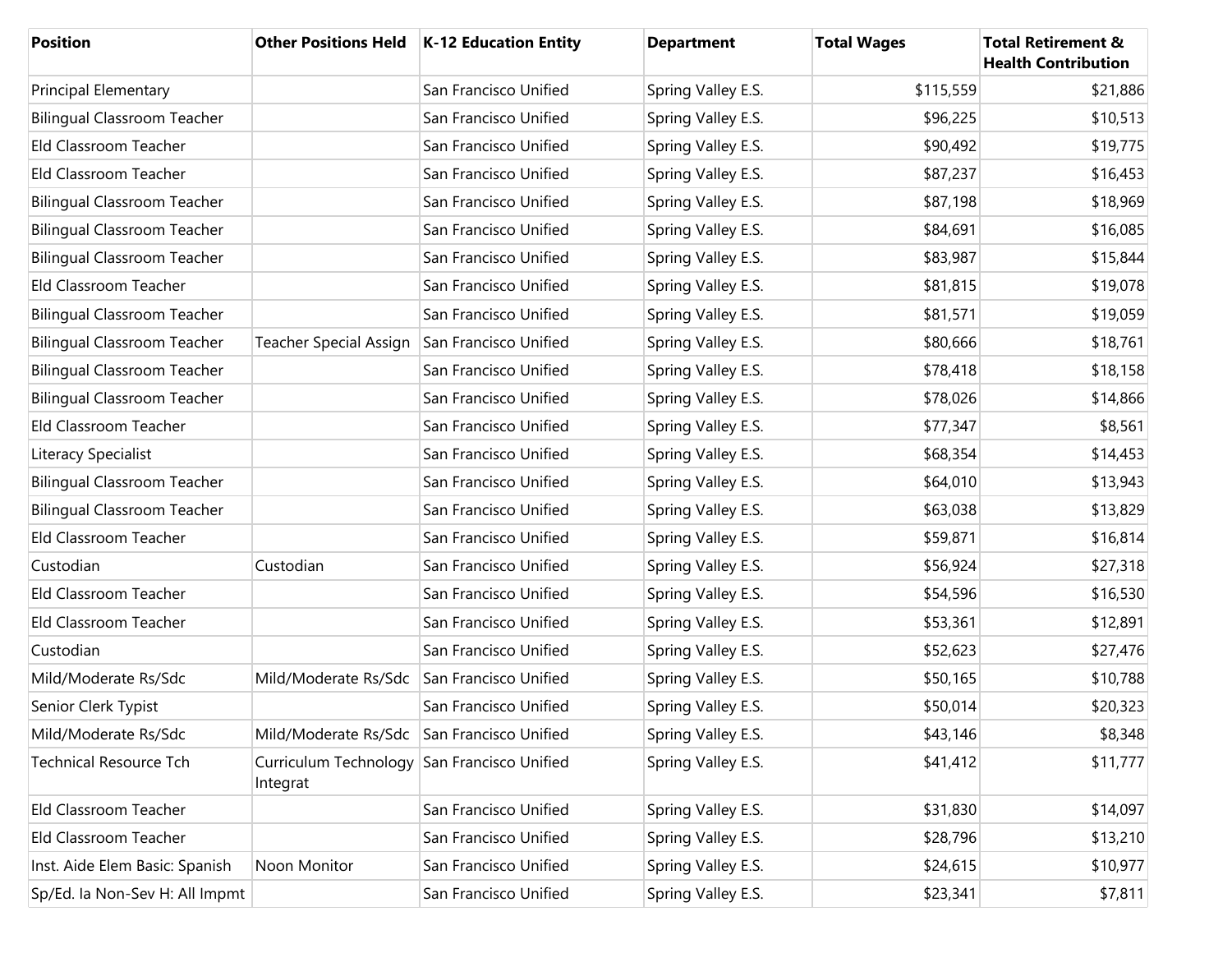| Position | Other Positions Held | K-12 Education Entity | Department | Total Wages | Total Retirement & Health Contribution |
|---|---|---|---|---|---|
| Principal Elementary | | San Francisco Unified | Spring Valley E.S. | $115,559 | $21,886 |
| Bilingual Classroom Teacher | | San Francisco Unified | Spring Valley E.S. | $96,225 | $10,513 |
| Eld Classroom Teacher | | San Francisco Unified | Spring Valley E.S. | $90,492 | $19,775 |
| Eld Classroom Teacher | | San Francisco Unified | Spring Valley E.S. | $87,237 | $16,453 |
| Bilingual Classroom Teacher | | San Francisco Unified | Spring Valley E.S. | $87,198 | $18,969 |
| Bilingual Classroom Teacher | | San Francisco Unified | Spring Valley E.S. | $84,691 | $16,085 |
| Bilingual Classroom Teacher | | San Francisco Unified | Spring Valley E.S. | $83,987 | $15,844 |
| Eld Classroom Teacher | | San Francisco Unified | Spring Valley E.S. | $81,815 | $19,078 |
| Bilingual Classroom Teacher | | San Francisco Unified | Spring Valley E.S. | $81,571 | $19,059 |
| Bilingual Classroom Teacher | Teacher Special Assign | San Francisco Unified | Spring Valley E.S. | $80,666 | $18,761 |
| Bilingual Classroom Teacher | | San Francisco Unified | Spring Valley E.S. | $78,418 | $18,158 |
| Bilingual Classroom Teacher | | San Francisco Unified | Spring Valley E.S. | $78,026 | $14,866 |
| Eld Classroom Teacher | | San Francisco Unified | Spring Valley E.S. | $77,347 | $8,561 |
| Literacy Specialist | | San Francisco Unified | Spring Valley E.S. | $68,354 | $14,453 |
| Bilingual Classroom Teacher | | San Francisco Unified | Spring Valley E.S. | $64,010 | $13,943 |
| Bilingual Classroom Teacher | | San Francisco Unified | Spring Valley E.S. | $63,038 | $13,829 |
| Eld Classroom Teacher | | San Francisco Unified | Spring Valley E.S. | $59,871 | $16,814 |
| Custodian | Custodian | San Francisco Unified | Spring Valley E.S. | $56,924 | $27,318 |
| Eld Classroom Teacher | | San Francisco Unified | Spring Valley E.S. | $54,596 | $16,530 |
| Eld Classroom Teacher | | San Francisco Unified | Spring Valley E.S. | $53,361 | $12,891 |
| Custodian | | San Francisco Unified | Spring Valley E.S. | $52,623 | $27,476 |
| Mild/Moderate Rs/Sdc | Mild/Moderate Rs/Sdc | San Francisco Unified | Spring Valley E.S. | $50,165 | $10,788 |
| Senior Clerk Typist | | San Francisco Unified | Spring Valley E.S. | $50,014 | $20,323 |
| Mild/Moderate Rs/Sdc | Mild/Moderate Rs/Sdc | San Francisco Unified | Spring Valley E.S. | $43,146 | $8,348 |
| Technical Resource Tch | Curriculum Technology Integrat | San Francisco Unified | Spring Valley E.S. | $41,412 | $11,777 |
| Eld Classroom Teacher | | San Francisco Unified | Spring Valley E.S. | $31,830 | $14,097 |
| Eld Classroom Teacher | | San Francisco Unified | Spring Valley E.S. | $28,796 | $13,210 |
| Inst. Aide Elem Basic: Spanish | Noon Monitor | San Francisco Unified | Spring Valley E.S. | $24,615 | $10,977 |
| Sp/Ed. Ia Non-Sev H: All Impmt | | San Francisco Unified | Spring Valley E.S. | $23,341 | $7,811 |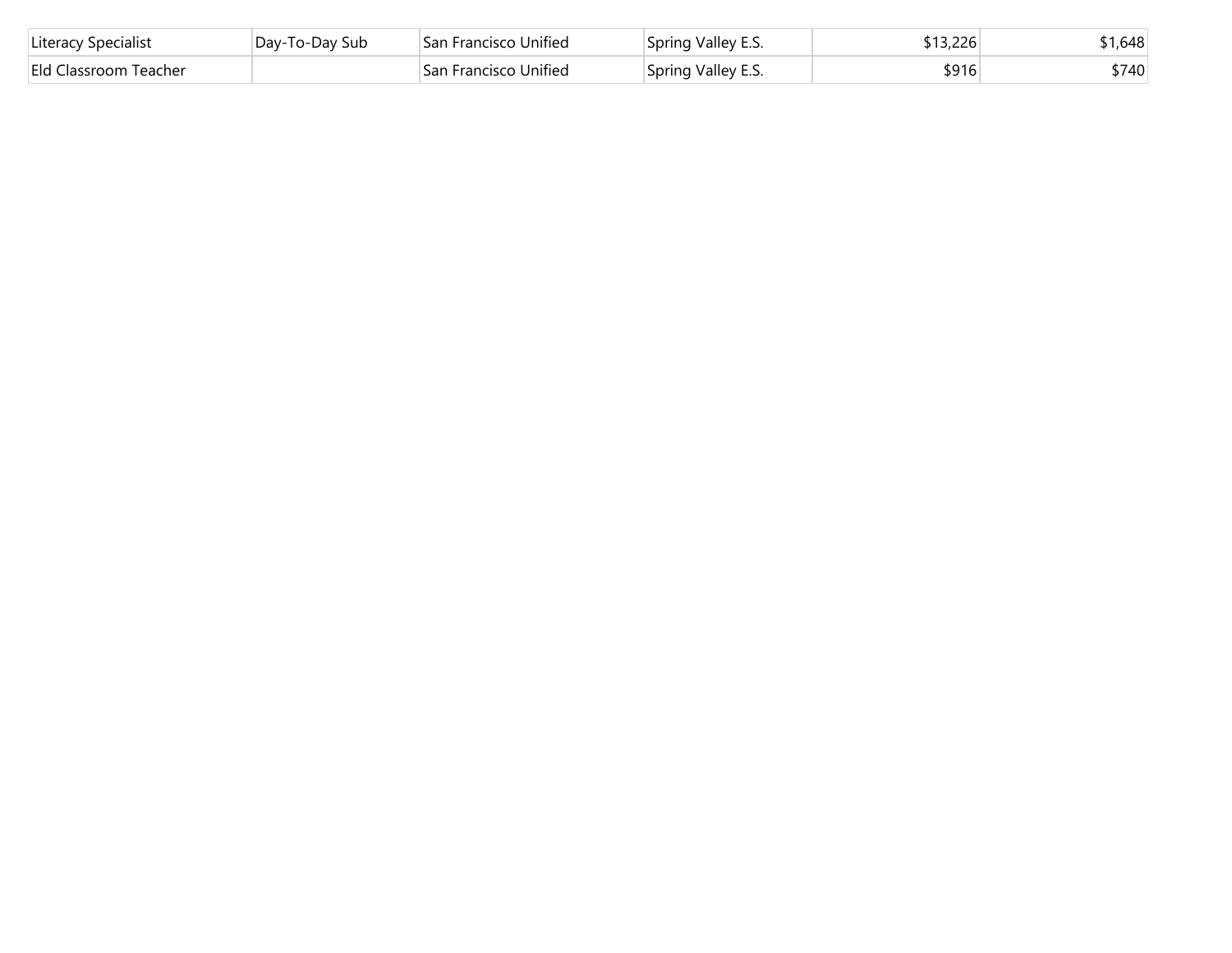| | | | | | |
|---|---|---|---|---|---|
| Literacy Specialist | Day-To-Day Sub | San Francisco Unified | Spring Valley E.S. | $13,226 | $1,648 |
| Eld Classroom Teacher | | San Francisco Unified | Spring Valley E.S. | $916 | $740 |